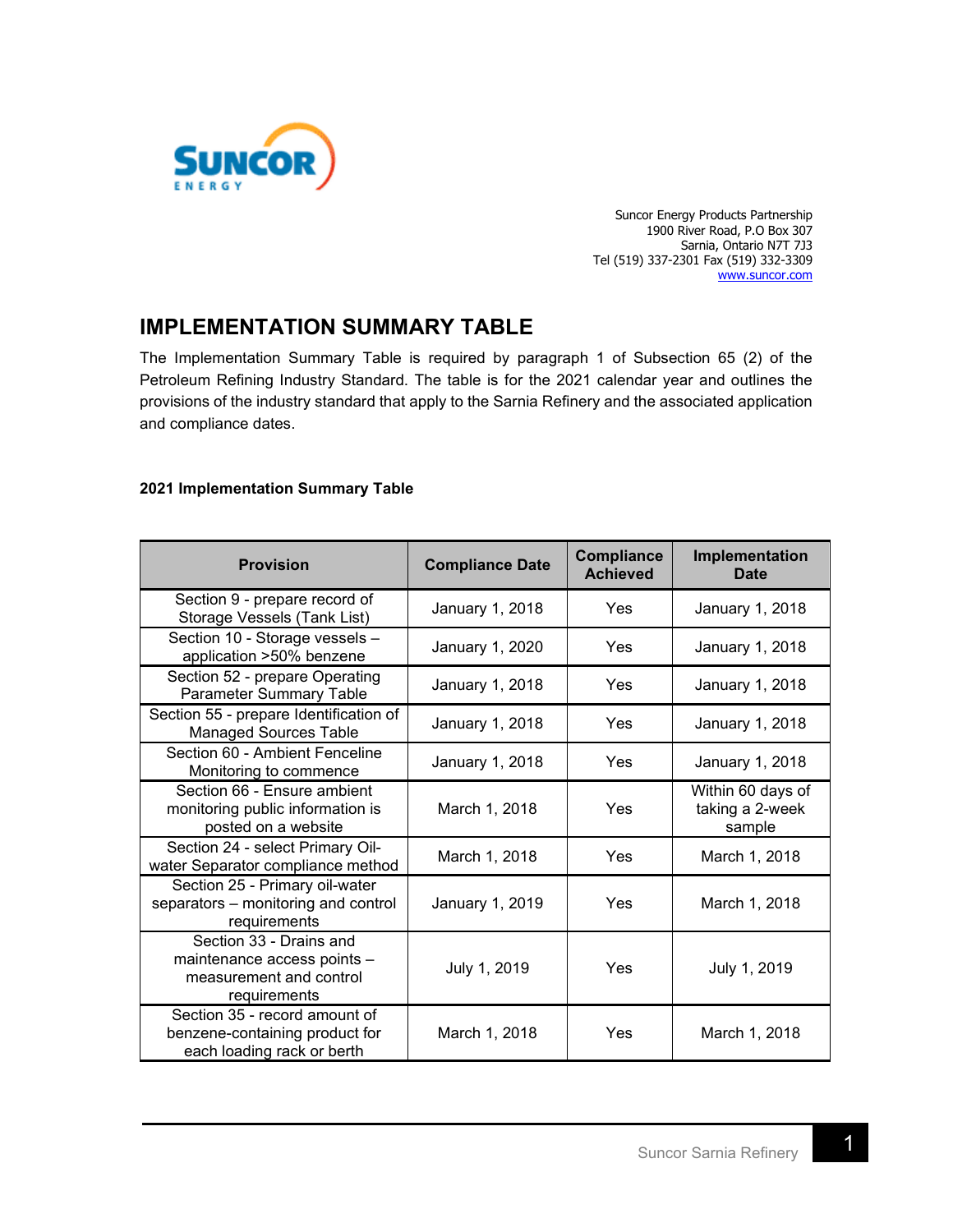Suncor Energy Products Partnership
1900 River Road, P.O Box 307
Sarnia, Ontario N7T 7J3
Tel (519) 337-2301 Fax (519) 332-3309
www.suncor.com

# IMPLEMENTATION SUMMARY TABLE

The Implementation Summary Table is required by paragraph 1 of Subsection 65 (2) of the Petroleum Refining Industry Standard. The table is for the 2021 calendar year and outlines the provisions of the industry standard that apply to the Sarnia Refinery and the associated application and compliance dates.

**2021 Implementation Summary Table**

| Provision | Compliance Date | Compliance Achieved | Implementation Date |
|---|---|---|---|
| Section 9 - prepare record of Storage Vessels (Tank List) | January 1, 2018 | Yes | January 1, 2018 |
| Section 10 - Storage vessels – application >50% benzene | January 1, 2020 | Yes | January 1, 2018 |
| Section 52 - prepare Operating Parameter Summary Table | January 1, 2018 | Yes | January 1, 2018 |
| Section 55 - prepare Identification of Managed Sources Table | January 1, 2018 | Yes | January 1, 2018 |
| Section 60 - Ambient Fenceline Monitoring to commence | January 1, 2018 | Yes | January 1, 2018 |
| Section 66 - Ensure ambient monitoring public information is posted on a website | March 1, 2018 | Yes | Within 60 days of taking a 2-week sample |
| Section 24 - select Primary Oil-water Separator compliance method | March 1, 2018 | Yes | March 1, 2018 |
| Section 25 - Primary oil-water separators – monitoring and control requirements | January 1, 2019 | Yes | March 1, 2018 |
| Section 33 - Drains and maintenance access points – measurement and control requirements | July 1, 2019 | Yes | July 1, 2019 |
| Section 35 - record amount of benzene-containing product for each loading rack or berth | March 1, 2018 | Yes | March 1, 2018 |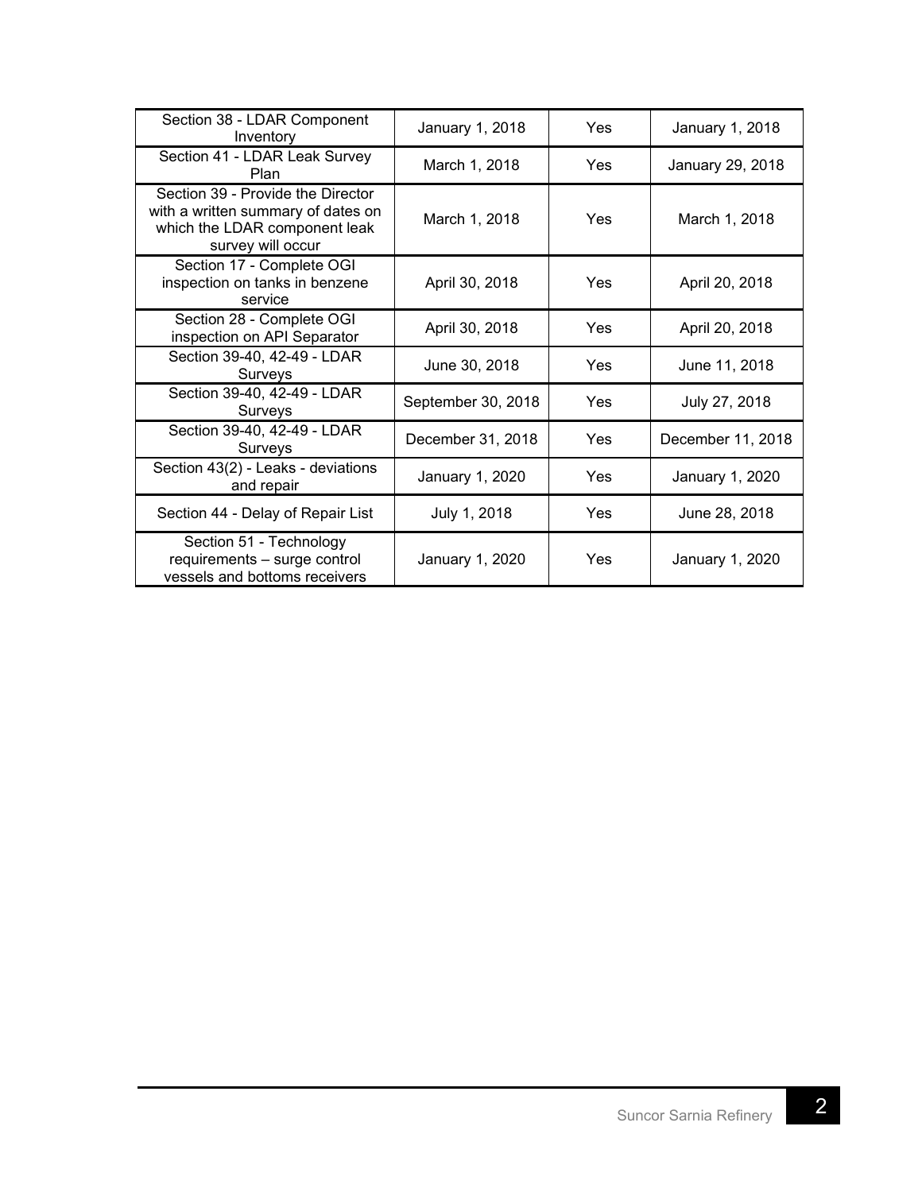| | | | |
|---|---|---|---|
| Section 38 - LDAR Component Inventory | January 1, 2018 | Yes | January 1, 2018 |
| Section 41 - LDAR Leak Survey Plan | March 1, 2018 | Yes | January 29, 2018 |
| Section 39 - Provide the Director with a written summary of dates on which the LDAR component leak survey will occur | March 1, 2018 | Yes | March 1, 2018 |
| Section 17 - Complete OGI inspection on tanks in benzene service | April 30, 2018 | Yes | April 20, 2018 |
| Section 28 - Complete OGI inspection on API Separator | April 30, 2018 | Yes | April 20, 2018 |
| Section 39-40, 42-49 - LDAR Surveys | June 30, 2018 | Yes | June 11, 2018 |
| Section 39-40, 42-49 - LDAR Surveys | September 30, 2018 | Yes | July 27, 2018 |
| Section 39-40, 42-49 - LDAR Surveys | December 31, 2018 | Yes | December 11, 2018 |
| Section 43(2) - Leaks - deviations and repair | January 1, 2020 | Yes | January 1, 2020 |
| Section 44 - Delay of Repair List | July 1, 2018 | Yes | June 28, 2018 |
| Section 51 - Technology requirements – surge control vessels and bottoms receivers | January 1, 2020 | Yes | January 1, 2020 |